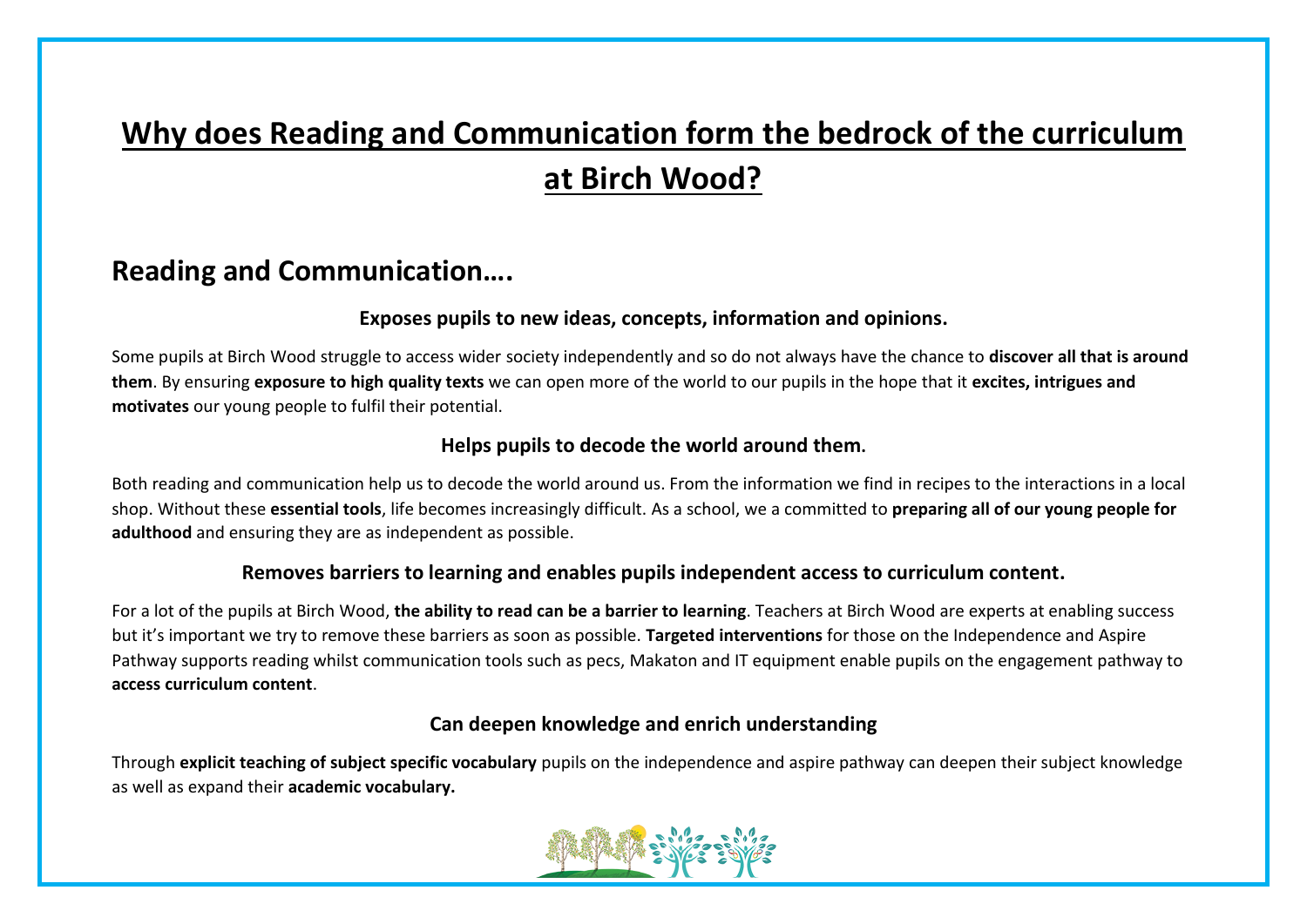# Why does Reading and Communication form the bedrock of the curriculum at Birch Wood?

## Reading and Communication….

### Exposes pupils to new ideas, concepts, information and opinions.

Some pupils at Birch Wood struggle to access wider society independently and so do not always have the chance to **discover all that is around them**. By ensuring **exposure to high quality texts** we can open more of the world to our pupils in the hope that it **excites, intrigues and motivates** our young people to fulfil their potential.

### Helps pupils to decode the world around them.

Both reading and communication help us to decode the world around us. From the information we find in recipes to the interactions in a local shop. Without these **essential tools**, life becomes increasingly difficult. As a school, we a committed to **preparing all of our young people for adulthood** and ensuring they are as independent as possible.

### Removes barriers to learning and enables pupils independent access to curriculum content.

For a lot of the pupils at Birch Wood, **the ability to read can be a barrier to learning**. Teachers at Birch Wood are experts at enabling success but it's important we try to remove these barriers as soon as possible. **Targeted interventions** for those on the Independence and Aspire Pathway supports reading whilst communication tools such as pecs, Makaton and IT equipment enable pupils on the engagement pathway to **access curriculum content**.

### Can deepen knowledge and enrich understanding

Through **explicit teaching of subject specific vocabulary** pupils on the independence and aspire pathway can deepen their subject knowledge as well as expand their **academic vocabulary.**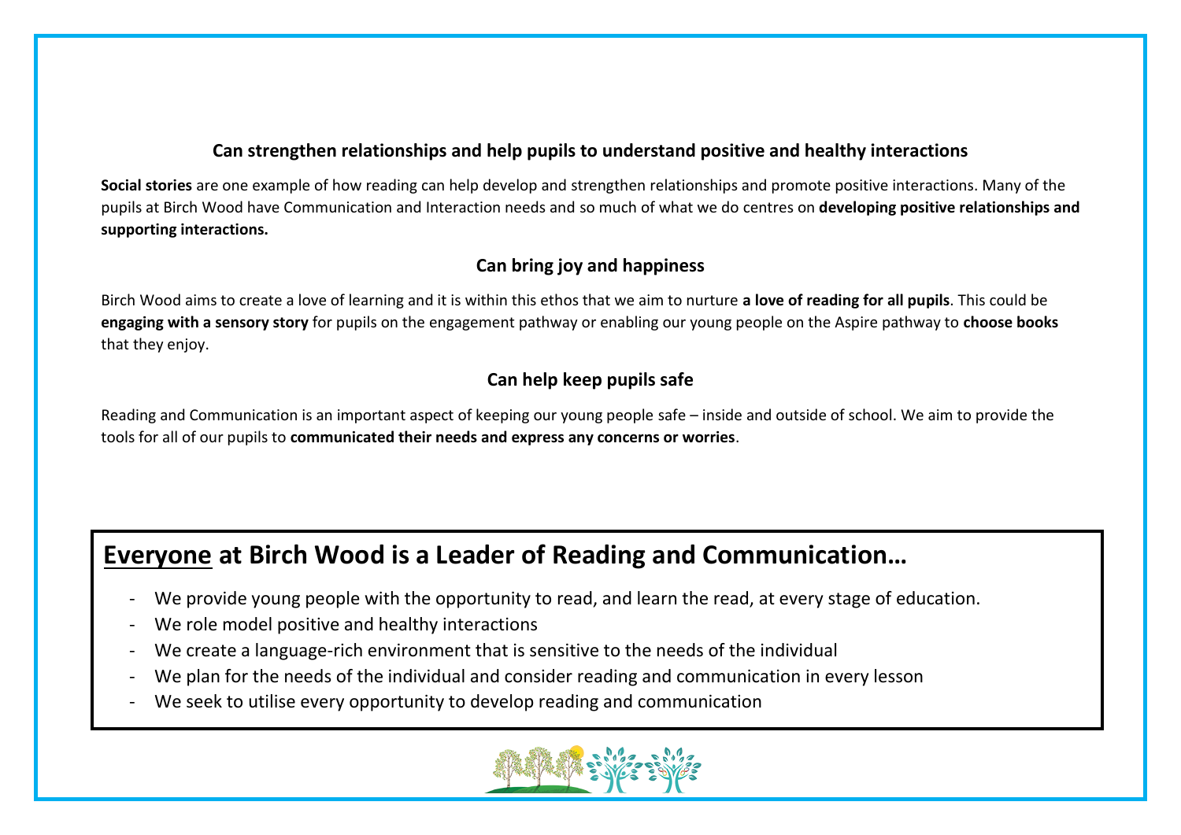### Can strengthen relationships and help pupils to understand positive and healthy interactions

**Social stories** are one example of how reading can help develop and strengthen relationships and promote positive interactions. Many of the pupils at Birch Wood have Communication and Interaction needs and so much of what we do centres on **developing positive relationships and supporting interactions.**

### Can bring joy and happiness

Birch Wood aims to create a love of learning and it is within this ethos that we aim to nurture **a love of reading for all pupils**. This could be **engaging with a sensory story** for pupils on the engagement pathway or enabling our young people on the Aspire pathway to **choose books** that they enjoy.

### Can help keep pupils safe

Reading and Communication is an important aspect of keeping our young people safe – inside and outside of school. We aim to provide the tools for all of our pupils to **communicated their needs and express any concerns or worries**.

## <u>Everyone</u> at Birch Wood is a Leader of Reading and Communication…

- We provide young people with the opportunity to read, and learn the read, at every stage of education.
- We role model positive and healthy interactions
- We create a language-rich environment that is sensitive to the needs of the individual
- We plan for the needs of the individual and consider reading and communication in every lesson
- We seek to utilise every opportunity to develop reading and communication